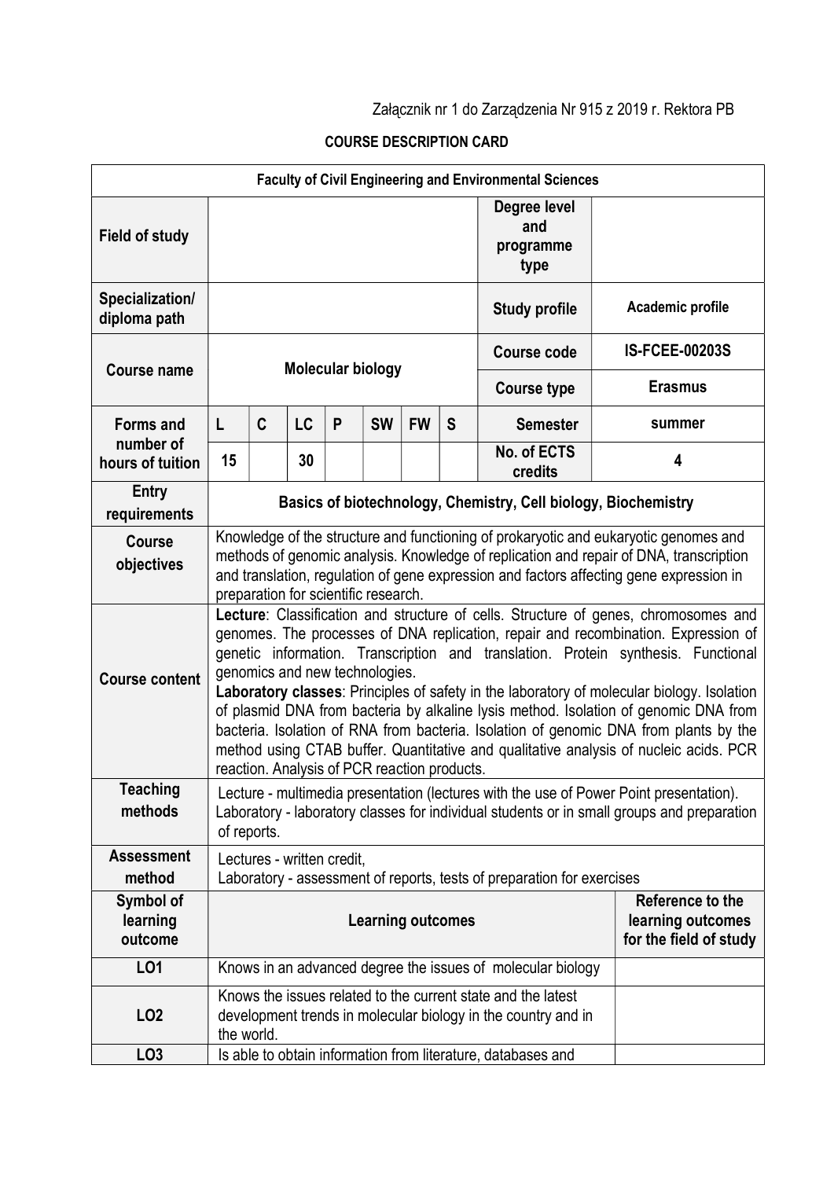Załącznik nr 1 do Zarządzenia Nr 915 z 2019 r. Rektora PB

**COURSE DESCRIPTION CARD**

| **Faculty of Civil Engineering and Environmental Sciences** | | | | | | | | | |
|---|---|---|---|---|---|---|---|---|---|
| **Field of study** | | | | | | | | **Degree level and programme type** | |
| **Specialization/ diploma path** | | | | | | | | **Study profile** | **Academic profile** |
| **Course name** | **Molecular biology** | | | | | | | **Course code** | **IS-FCEE-00203S** |
| | | | | | | | | **Course type** | **Erasmus** |
| **Forms and number of hours of tuition** | **L** | **C** | **LC** | **P** | **SW** | **FW** | **S** | **Semester** | **summer** |
| | **15** | | **30** | | | | | **No. of ECTS credits** | **4** |
| **Entry requirements** | **Basics of biotechnology, Chemistry, Cell biology, Biochemistry** | | | | | | | | |
| **Course objectives** | Knowledge of the structure and functioning of prokaryotic and eukaryotic genomes and methods of genomic analysis. Knowledge of replication and repair of DNA, transcription and translation, regulation of gene expression and factors affecting gene expression in preparation for scientific research. | | | | | | | | |
| **Course content** | **Lecture**: Classification and structure of cells. Structure of genes, chromosomes and genomes. The processes of DNA replication, repair and recombination. Expression of genetic information. Transcription and translation. Protein synthesis. Functional genomics and new technologies. **Laboratory classes**: Principles of safety in the laboratory of molecular biology. Isolation of plasmid DNA from bacteria by alkaline lysis method. Isolation of genomic DNA from bacteria. Isolation of RNA from bacteria. Isolation of genomic DNA from plants by the method using CTAB buffer. Quantitative and qualitative analysis of nucleic acids. PCR reaction. Analysis of PCR reaction products. | | | | | | | | |
| **Teaching methods** | Lecture - multimedia presentation (lectures with the use of Power Point presentation). Laboratory - laboratory classes for individual students or in small groups and preparation of reports. | | | | | | | | |
| **Assessment method** | Lectures - written credit, Laboratory - assessment of reports, tests of preparation for exercises | | | | | | | | |

| **Symbol of learning outcome** | **Learning outcomes** | **Reference to the learning outcomes for the field of study** |
|---|---|---|
| **LO1** | Knows in an advanced degree the issues of molecular biology | |
| **LO2** | Knows the issues related to the current state and the latest development trends in molecular biology in the country and in the world. | |
| **LO3** | Is able to obtain information from literature, databases and | |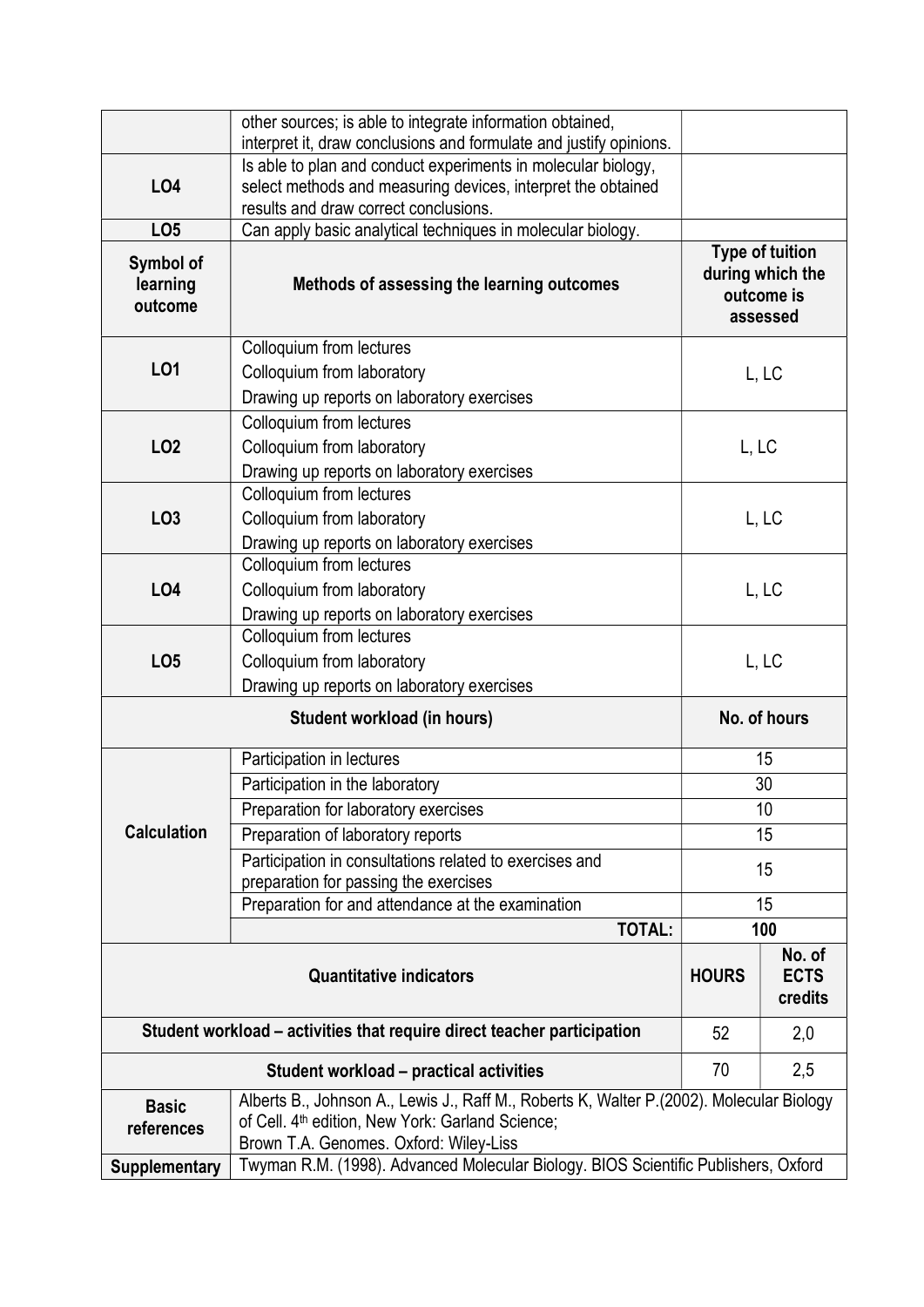| | | |
|---|---|---|
| | other sources; is able to integrate information obtained, interpret it, draw conclusions and formulate and justify opinions. | |
| **LO4** | Is able to plan and conduct experiments in molecular biology, select methods and measuring devices, interpret the obtained results and draw correct conclusions. | |
| **LO5** | Can apply basic analytical techniques in molecular biology. | |

| **Symbol of learning outcome** | **Methods of assessing the learning outcomes** | **Type of tuition during which the outcome is assessed** |
|---|---|---|
| **LO1** | Colloquium from lectures<br>Colloquium from laboratory<br>Drawing up reports on laboratory exercises | L, LC |
| **LO2** | Colloquium from lectures<br>Colloquium from laboratory<br>Drawing up reports on laboratory exercises | L, LC |
| **LO3** | Colloquium from lectures<br>Colloquium from laboratory<br>Drawing up reports on laboratory exercises | L, LC |
| **LO4** | Colloquium from lectures<br>Colloquium from laboratory<br>Drawing up reports on laboratory exercises | L, LC |
| **LO5** | Colloquium from lectures<br>Colloquium from laboratory<br>Drawing up reports on laboratory exercises | L, LC |

| **Student workload (in hours)** | | **No. of hours** |
|---|---|---|
| **Calculation** | Participation in lectures | 15 |
| | Participation in the laboratory | 30 |
| | Preparation for laboratory exercises | 10 |
| | Preparation of laboratory reports | 15 |
| | Participation in consultations related to exercises and preparation for passing the exercises | 15 |
| | Preparation for and attendance at the examination | 15 |
| | **TOTAL:** | **100** |

| **Quantitative indicators** | **HOURS** | **No. of ECTS credits** |
|---|---|---|
| **Student workload – activities that require direct teacher participation** | 52 | 2,0 |
| **Student workload – practical activities** | 70 | 2,5 |

| | |
|---|---|
| **Basic references** | Alberts B., Johnson A., Lewis J., Raff M., Roberts K, Walter P.(2002). Molecular Biology of Cell. 4th edition, New York: Garland Science;<br>Brown T.A. Genomes. Oxford: Wiley-Liss |
| **Supplementary** | Twyman R.M. (1998). Advanced Molecular Biology. BIOS Scientific Publishers, Oxford |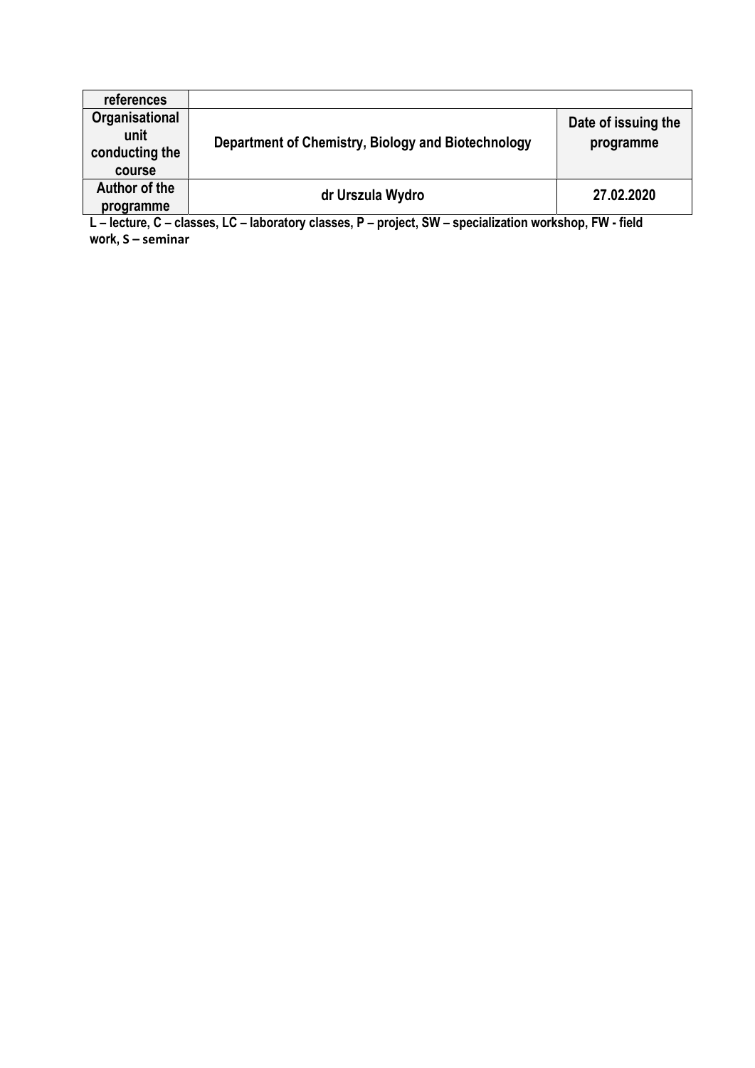| | | |
|---|---|---|
| **references** | | |
| **Organisational unit conducting the course** | **Department of Chemistry, Biology and Biotechnology** | **Date of issuing the programme** |
| **Author of the programme** | **dr Urszula Wydro** | **27.02.2020** |

**L – lecture, C – classes, LC – laboratory classes, P – project, SW – specialization workshop, FW - field work, S – seminar**